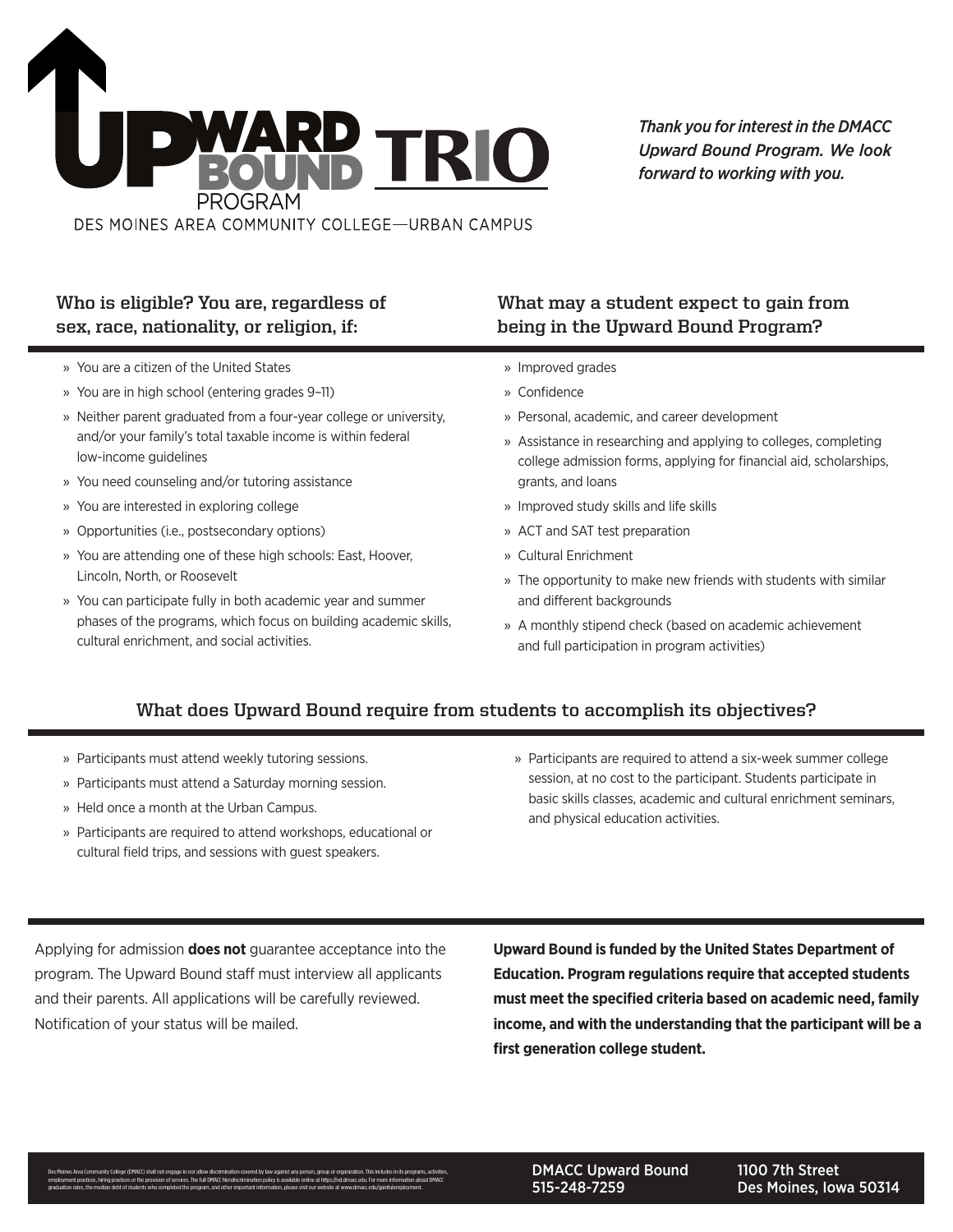# UPWARD BOUND PROGRAM TRIO

DES MOINES AREA COMMUNITY COLLEGE—URBAN CAMPUS

*Thank you for interest in the DMACC Upward Bound Program. We look forward to working with you.*

## Who is eligible? You are, regardless of sex, race, nationality, or religion, if:

- » You are a citizen of the United States
- » You are in high school (entering grades 9–11)
- » Neither parent graduated from a four-year college or university, and/or your family's total taxable income is within federal low-income guidelines
- » You need counseling and/or tutoring assistance
- » You are interested in exploring college
- » Opportunities (i.e., postsecondary options)
- » You are attending one of these high schools: East, Hoover, Lincoln, North, or Roosevelt
- » You can participate fully in both academic year and summer phases of the programs, which focus on building academic skills, cultural enrichment, and social activities.

## What may a student expect to gain from being in the Upward Bound Program?

- » Improved grades
- » Confidence
- » Personal, academic, and career development
- » Assistance in researching and applying to colleges, completing college admission forms, applying for financial aid, scholarships, grants, and loans
- » Improved study skills and life skills
- » ACT and SAT test preparation
- » Cultural Enrichment
- » The opportunity to make new friends with students with similar and different backgrounds
- » A monthly stipend check (based on academic achievement and full participation in program activities)

## What does Upward Bound require from students to accomplish its objectives?

- » Participants must attend weekly tutoring sessions.
- » Participants must attend a Saturday morning session.
- » Held once a month at the Urban Campus.
- » Participants are required to attend workshops, educational or cultural field trips, and sessions with guest speakers.
- » Participants are required to attend a six-week summer college session, at no cost to the participant. Students participate in basic skills classes, academic and cultural enrichment seminars, and physical education activities.

Applying for admission **does not** guarantee acceptance into the program. The Upward Bound staff must interview all applicants and their parents. All applications will be carefully reviewed. Notification of your status will be mailed.

**Upward Bound is funded by the United States Department of Education. Program regulations require that accepted students must meet the specified criteria based on academic need, family income, and with the understanding that the participant will be a first generation college student.**

Des Moines Area Community College (DMACC) shall not engage in nor allow discrimination covered by law against any person, group or organization. This includes in its programs, activities, employment practices, hiring practices or the provision of services. The full DMACC Nondiscrimination policy is available online at https://nd.dmacc.edu. For more information about DMACC graduation rates, the median debt of students who completed the program, and other important information, please visit our website at www.dmacc.edu/gainfulemployment.

DMACC Upward Bound
515-248-7259

1100 7th Street
Des Moines, Iowa 50314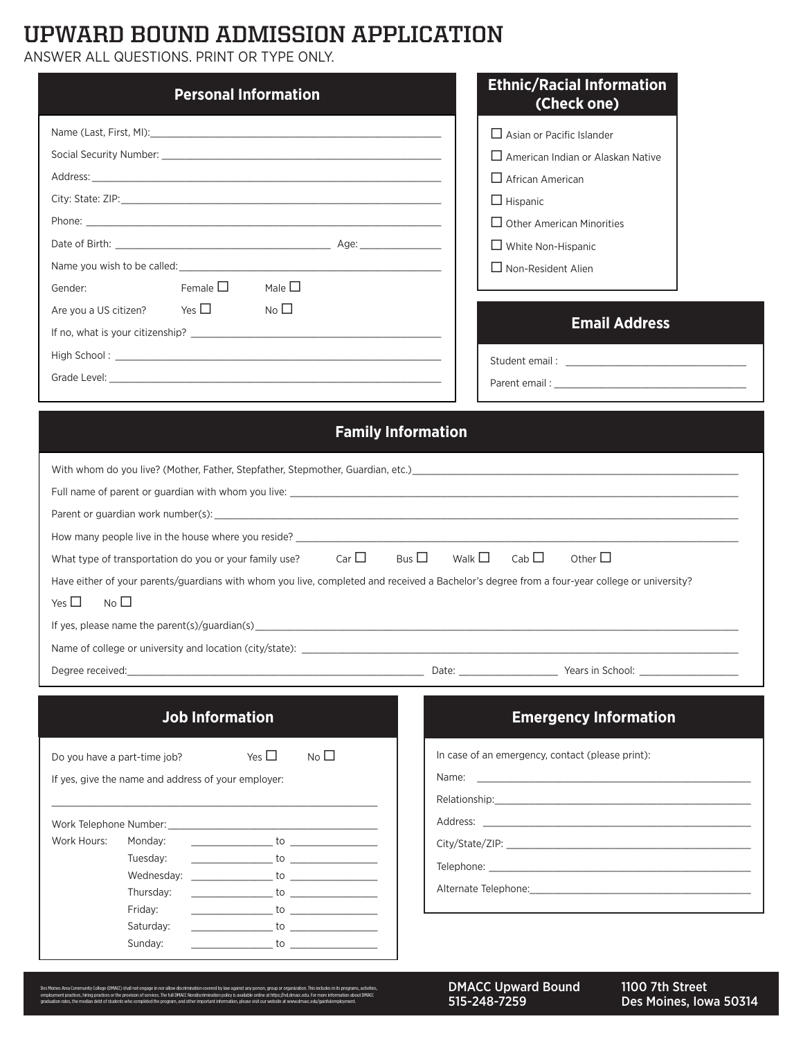# UPWARD BOUND ADMISSION APPLICATION

ANSWER ALL QUESTIONS. PRINT OR TYPE ONLY.

## Personal Information

Name (Last, First, MI): ____________________

Social Security Number: ____________________

Address: ____________________

City: State: ZIP: ____________________

Phone: ____________________

Date of Birth: ____________________ Age: __________

Name you wish to be called: ____________________

Gender: Female ☐ Male ☐

Are you a US citizen? Yes ☐ No ☐

If no, what is your citizenship? ____________________

High School : ____________________

Grade Level: ____________________

## Ethnic/Racial Information (Check one)

☐ Asian or Pacific Islander

☐ American Indian or Alaskan Native

☐ African American

☐ Hispanic

☐ Other American Minorities

☐ White Non-Hispanic

☐ Non-Resident Alien

## Email Address

Student email : ____________________

Parent email : ____________________

## Family Information

With whom do you live? (Mother, Father, Stepfather, Stepmother, Guardian, etc.) ____________________

Full name of parent or guardian with whom you live: ____________________

Parent or guardian work number(s): ____________________

How many people live in the house where you reside? ____________________

What type of transportation do you or your family use? Car ☐ Bus ☐ Walk ☐ Cab ☐ Other ☐

Have either of your parents/guardians with whom you live, completed and received a Bachelor's degree from a four-year college or university?

Yes ☐ No ☐

If yes, please name the parent(s)/guardian(s) ____________________

Name of college or university and location (city/state): ____________________

Degree received: ____________________ Date: __________ Years in School: __________

## Job Information

Do you have a part-time job? Yes ☐ No ☐

If yes, give the name and address of your employer:

____________________

Work Telephone Number: ____________________

| Work Hours: | | | | |
|---|---|---|---|---|
| | Monday: | __________ | to | __________ |
| | Tuesday: | __________ | to | __________ |
| | Wednesday: | __________ | to | __________ |
| | Thursday: | __________ | to | __________ |
| | Friday: | __________ | to | __________ |
| | Saturday: | __________ | to | __________ |
| | Sunday: | __________ | to | __________ |

## Emergency Information

In case of an emergency, contact (please print):

Name: ____________________

Relationship: ____________________

Address: ____________________

City/State/ZIP: ____________________

Telephone: ____________________

Alternate Telephone: ____________________

Des Moines Area Community College (DMACC) shall not engage in nor allow discrimination covered by law against any person, group or organization. This includes in its programs, activities, employment practices, hiring practices or the provision of services. The full DMACC Nondiscrimination policy is available online at https://nd.dmacc.edu. For more information about DMACC graduation rates, the median debt of students who completed the program, and other important information, please visit our website at www.dmacc.edu/gainfulemployment.

DMACC Upward Bound
515-248-7259

1100 7th Street
Des Moines, Iowa 50314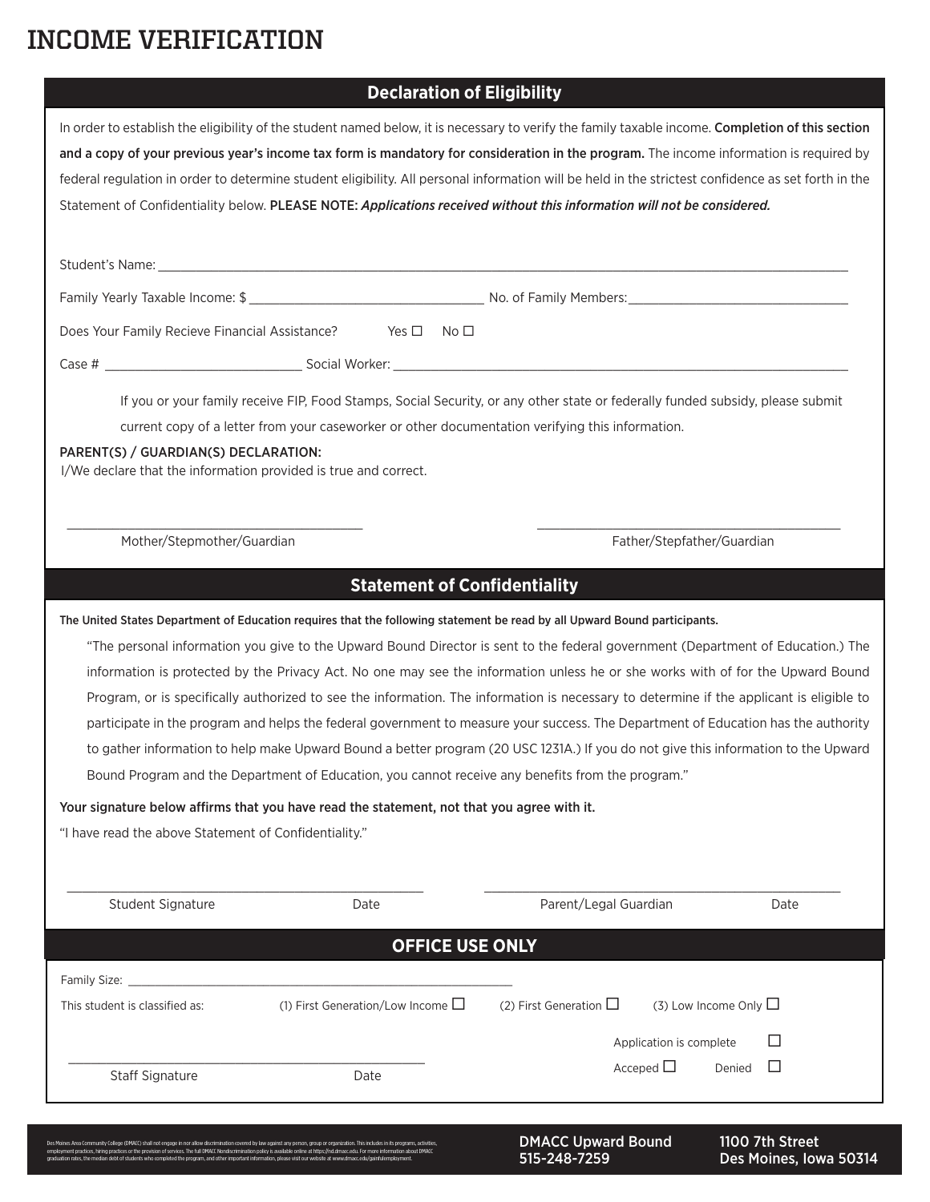# INCOME VERIFICATION

## Declaration of Eligibility

In order to establish the eligibility of the student named below, it is necessary to verify the family taxable income. **Completion of this section and a copy of your previous year's income tax form is mandatory for consideration in the program.** The income information is required by federal regulation in order to determine student eligibility. All personal information will be held in the strictest confidence as set forth in the Statement of Confidentiality below. PLEASE NOTE: ***Applications received without this information will not be considered.***

Student's Name: ______________________________________________

Family Yearly Taxable Income: $ ____________________ No. of Family Members: ____________________

Does Your Family Recieve Financial Assistance? Yes ☐ No ☐

Case # ____________________ Social Worker: ______________________________

If you or your family receive FIP, Food Stamps, Social Security, or any other state or federally funded subsidy, please submit current copy of a letter from your caseworker or other documentation verifying this information.

PARENT(S) / GUARDIAN(S) DECLARATION:
I/We declare that the information provided is true and correct.

______________________________ Mother/Stepmother/Guardian

______________________________ Father/Stepfather/Guardian

## Statement of Confidentiality

**The United States Department of Education requires that the following statement be read by all Upward Bound participants.**

"The personal information you give to the Upward Bound Director is sent to the federal government (Department of Education.) The information is protected by the Privacy Act. No one may see the information unless he or she works with of for the Upward Bound Program, or is specifically authorized to see the information. The information is necessary to determine if the applicant is eligible to participate in the program and helps the federal government to measure your success. The Department of Education has the authority to gather information to help make Upward Bound a better program (20 USC 1231A.) If you do not give this information to the Upward Bound Program and the Department of Education, you cannot receive any benefits from the program."

**Your signature below affirms that you have read the statement, not that you agree with it.**

"I have read the above Statement of Confidentiality."

______________________________ Student Signature Date

______________________________ Parent/Legal Guardian Date

## OFFICE USE ONLY

Family Size: ______________________________

This student is classified as: (1) First Generation/Low Income ☐ (2) First Generation ☐ (3) Low Income Only ☐

Application is complete ☐

Acceped ☐ Denied ☐

______________________________ Staff Signature Date

Des Moines Area Community College (DMACC) shall not engage in nor allow discrimination covered by law against any person, group or organization. This includes in its programs, activities, employment practices, hiring practices or the provision of services. The full DMACC Nondiscrimination policy is available online at https://nd.dmacc.edu. For more information about DMACC graduation rates, the median debt of students who completed the program, and other important information, please visit our website at www.dmacc.edu/gainfulemployment.

DMACC Upward Bound
515-248-7259

1100 7th Street
Des Moines, Iowa 50314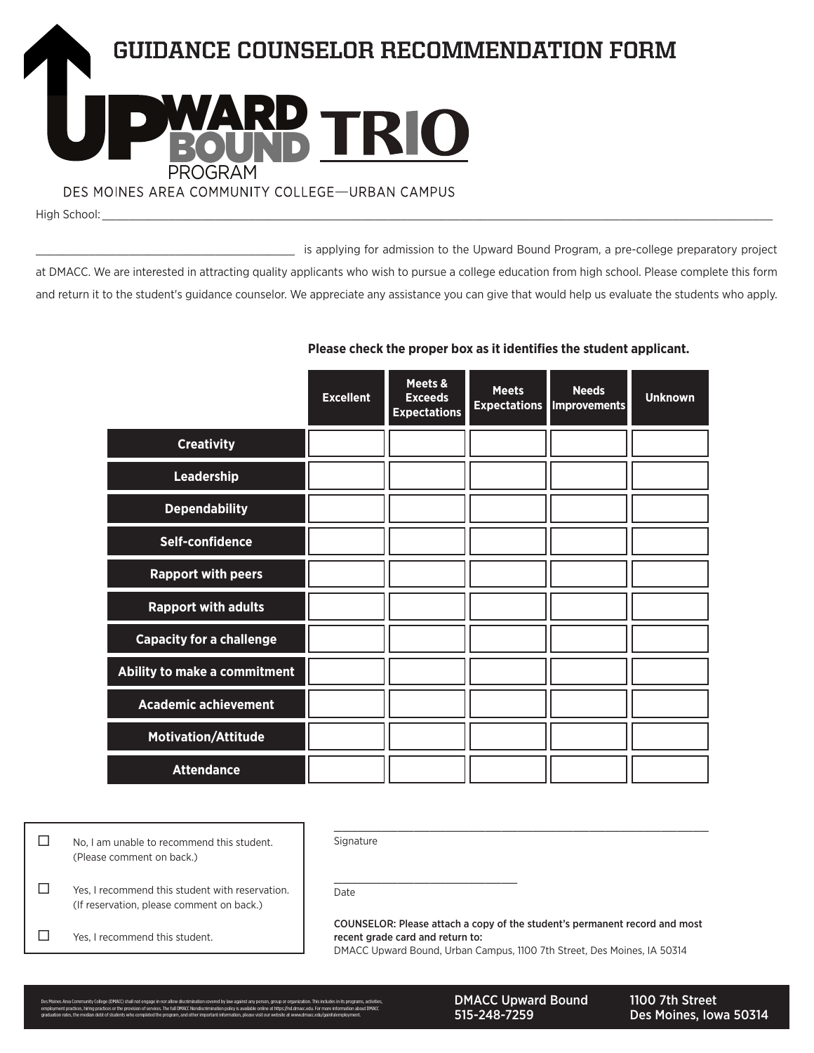# GUIDANCE COUNSELOR RECOMMENDATION FORM

UPWARD BOUND PROGRAM TRIO

DES MOINES AREA COMMUNITY COLLEGE—URBAN CAMPUS

High School: ______________________________________________

______________________________ is applying for admission to the Upward Bound Program, a pre-college preparatory project at DMACC. We are interested in attracting quality applicants who wish to pursue a college education from high school. Please complete this form and return it to the student's guidance counselor. We appreciate any assistance you can give that would help us evaluate the students who apply.

**Please check the proper box as it identifies the student applicant.**

| | Excellent | Meets & Exceeds Expectations | Meets Expectations | Needs Improvements | Unknown |
|---|---|---|---|---|---|
| **Creativity** | | | | | |
| **Leadership** | | | | | |
| **Dependability** | | | | | |
| **Self-confidence** | | | | | |
| **Rapport with peers** | | | | | |
| **Rapport with adults** | | | | | |
| **Capacity for a challenge** | | | | | |
| **Ability to make a commitment** | | | | | |
| **Academic achievement** | | | | | |
| **Motivation/Attitude** | | | | | |
| **Attendance** | | | | | |

☐ No, I am unable to recommend this student. (Please comment on back.)

☐ Yes, I recommend this student with reservation. (If reservation, please comment on back.)

☐ Yes, I recommend this student.

______________________________
Signature

______________________________
Date

COUNSELOR: Please attach a copy of the student's permanent record and most recent grade card and return to:
DMACC Upward Bound, Urban Campus, 1100 7th Street, Des Moines, IA 50314

Des Moines Area Community College (DMACC) shall not engage in nor allow discrimination covered by law against any person, group or organization. This includes in its programs, activities, employment practices, hiring practices or the provision of services. The full DMACC Nondiscrimination policy is available online at https://nd.dmacc.edu. For more information about DMACC graduation rates, the median debt of students who completed the program, and other important information, please visit our website at www.dmacc.edu/gainfulemployment.

DMACC Upward Bound
515-248-7259

1100 7th Street
Des Moines, Iowa 50314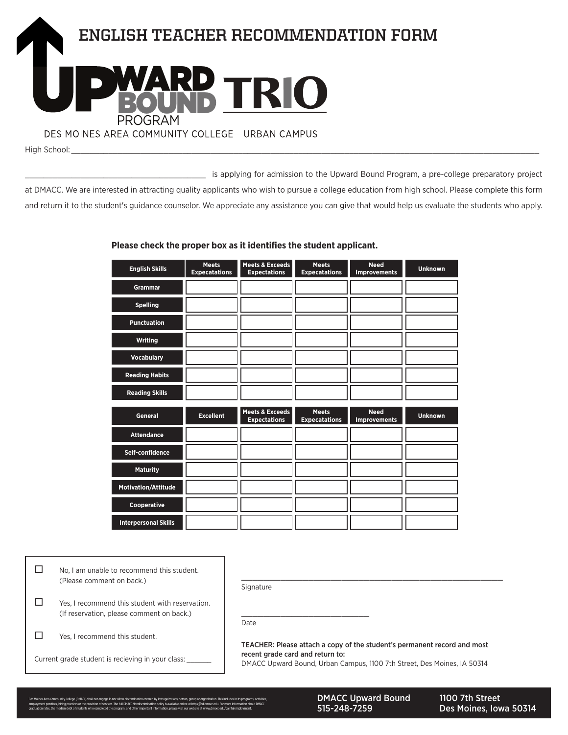# ENGLISH TEACHER RECOMMENDATION FORM

UPWARD BOUND PROGRAM TRIO

DES MOINES AREA COMMUNITY COLLEGE—URBAN CAMPUS

High School: ______________________________________________________________________________________________

__________________________________________ is applying for admission to the Upward Bound Program, a pre-college preparatory project at DMACC. We are interested in attracting quality applicants who wish to pursue a college education from high school. Please complete this form and return it to the student's guidance counselor. We appreciate any assistance you can give that would help us evaluate the students who apply.

**Please check the proper box as it identifies the student applicant.**

| English Skills | Meets Expecatations | Meets & Exceeds Expectations | Meets Expecatations | Need Improvements | Unknown |
|---|---|---|---|---|---|
| Grammar | | | | | |
| Spelling | | | | | |
| Punctuation | | | | | |
| Writing | | | | | |
| Vocabulary | | | | | |
| Reading Habits | | | | | |
| Reading Skills | | | | | |

| General | Excellent | Meets & Exceeds Expectations | Meets Expecatations | Need Improvements | Unknown |
|---|---|---|---|---|---|
| Attendance | | | | | |
| Self-confidence | | | | | |
| Maturity | | | | | |
| Motivation/Attitude | | | | | |
| Cooperative | | | | | |
| Interpersonal Skills | | | | | |

☐ No, I am unable to recommend this student. (Please comment on back.)

☐ Yes, I recommend this student with reservation. (If reservation, please comment on back.)

☐ Yes, I recommend this student.

Current grade student is recieving in your class: _______

______________________________________________
Signature

___________________________
Date

TEACHER: Please attach a copy of the student's permanent record and most recent grade card and return to:
DMACC Upward Bound, Urban Campus, 1100 7th Street, Des Moines, IA 50314

Des Moines Area Community College (DMACC) shall not engage in nor allow discrimination covered by law against any person, group or organization. This includes in its programs, activities, employment practices, hiring practices or the provision of services. The full DMACC Nondiscrimination policy is available online at https://nd.dmacc.edu. For more information about DMACC graduation rates, the median debt of students who completed the program, and other important information, please visit our website at www.dmacc.edu/gainfulemployment.

DMACC Upward Bound
515-248-7259

1100 7th Street
Des Moines, Iowa 50314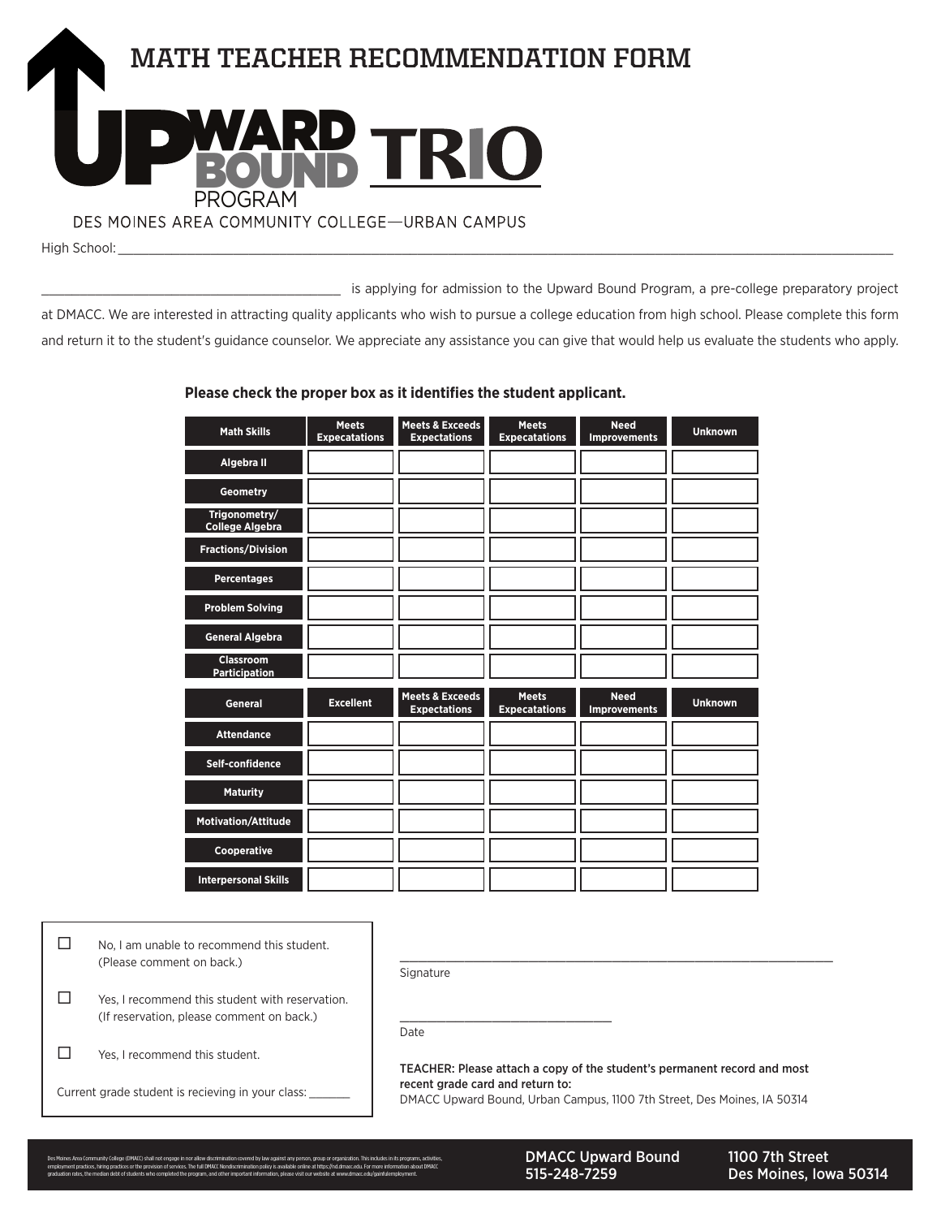# MATH TEACHER RECOMMENDATION FORM

UPWARD BOUND PROGRAM TRIO

DES MOINES AREA COMMUNITY COLLEGE—URBAN CAMPUS

High School: ____________________________________________

____________________________ is applying for admission to the Upward Bound Program, a pre-college preparatory project at DMACC. We are interested in attracting quality applicants who wish to pursue a college education from high school. Please complete this form and return it to the student's guidance counselor. We appreciate any assistance you can give that would help us evaluate the students who apply.

**Please check the proper box as it identifies the student applicant.**

| Math Skills | Meets Expecatations | Meets & Exceeds Expectations | Meets Expecatations | Need Improvements | Unknown |
|---|---|---|---|---|---|
| Algebra II | | | | | |
| Geometry | | | | | |
| Trigonometry/ College Algebra | | | | | |
| Fractions/Division | | | | | |
| Percentages | | | | | |
| Problem Solving | | | | | |
| General Algebra | | | | | |
| Classroom Participation | | | | | |

| General | Excellent | Meets & Exceeds Expectations | Meets Expecatations | Need Improvements | Unknown |
|---|---|---|---|---|---|
| Attendance | | | | | |
| Self-confidence | | | | | |
| Maturity | | | | | |
| Motivation/Attitude | | | | | |
| Cooperative | | | | | |
| Interpersonal Skills | | | | | |

☐ No, I am unable to recommend this student. (Please comment on back.)

☐ Yes, I recommend this student with reservation. (If reservation, please comment on back.)

☐ Yes, I recommend this student.

Current grade student is recieving in your class: _______

____________________________________________
Signature

____________________________
Date

TEACHER: Please attach a copy of the student's permanent record and most recent grade card and return to:
DMACC Upward Bound, Urban Campus, 1100 7th Street, Des Moines, IA 50314

Des Moines Area Community College (DMACC) shall not engage in nor allow discrimination covered by law against any person, group or organization. This includes in its programs, activities, employment practices, hiring practices or the provision of services. The full DMACC Nondiscrimination policy is available online at https://nd.dmacc.edu. For more information about DMACC graduation rates, the median debt of students who completed the program, and other important information, please visit our website at www.dmacc.edu/gainfulemployment.

DMACC Upward Bound
515-248-7259

1100 7th Street
Des Moines, Iowa 50314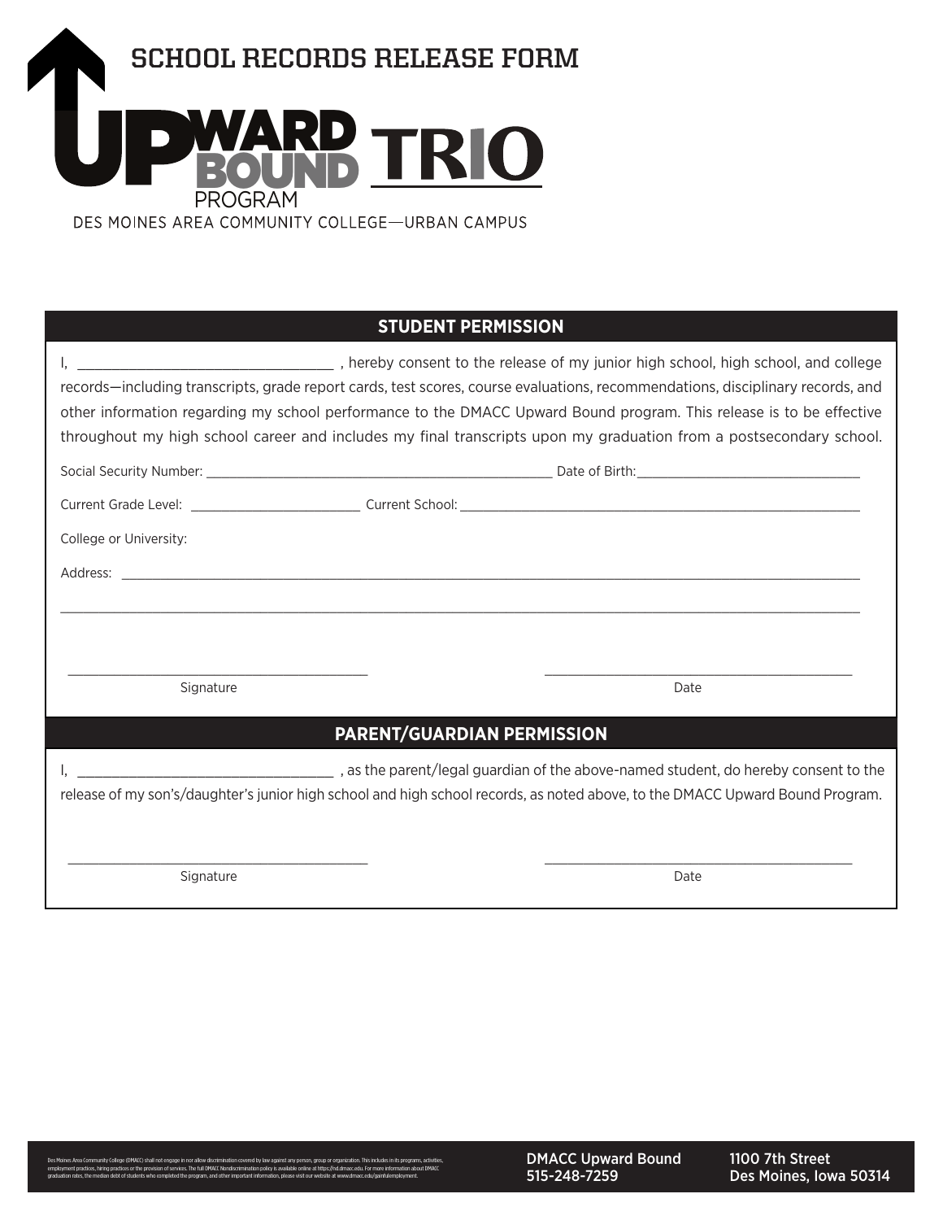# SCHOOL RECORDS RELEASE FORM

UPWARD BOUND PROGRAM TRIO

DES MOINES AREA COMMUNITY COLLEGE—URBAN CAMPUS

## STUDENT PERMISSION

I, ________________________________ , hereby consent to the release of my junior high school, high school, and college records—including transcripts, grade report cards, test scores, course evaluations, recommendations, disciplinary records, and other information regarding my school performance to the DMACC Upward Bound program. This release is to be effective throughout my high school career and includes my final transcripts upon my graduation from a postsecondary school.

Social Security Number: ______________________________________________ Date of Birth: ______________________________

Current Grade Level: ______________________ Current School: __________________________________________________________

College or University:

Address: ___________________________________________________________________________________________________

_____________________________________________________________________________________________________________

________________________________________ Signature

________________________________________ Date

## PARENT/GUARDIAN PERMISSION

I, ________________________________ , as the parent/legal guardian of the above-named student, do hereby consent to the release of my son's/daughter's junior high school and high school records, as noted above, to the DMACC Upward Bound Program.

________________________________________ Signature

________________________________________ Date

Des Moines Area Community College (DMACC) shall not engage in nor allow discrimination covered by law against any person, group or organization. This includes in its programs, activities, employment practices, hiring practices or the provision of services. The full DMACC Nondiscrimination policy is available online at https://nd.dmacc.edu. For more information about DMACC graduation rates, the median debt of students who completed the program, and other important information, please visit our website at www.dmacc.edu/gainfulemployment.

DMACC Upward Bound
515-248-7259

1100 7th Street
Des Moines, Iowa 50314